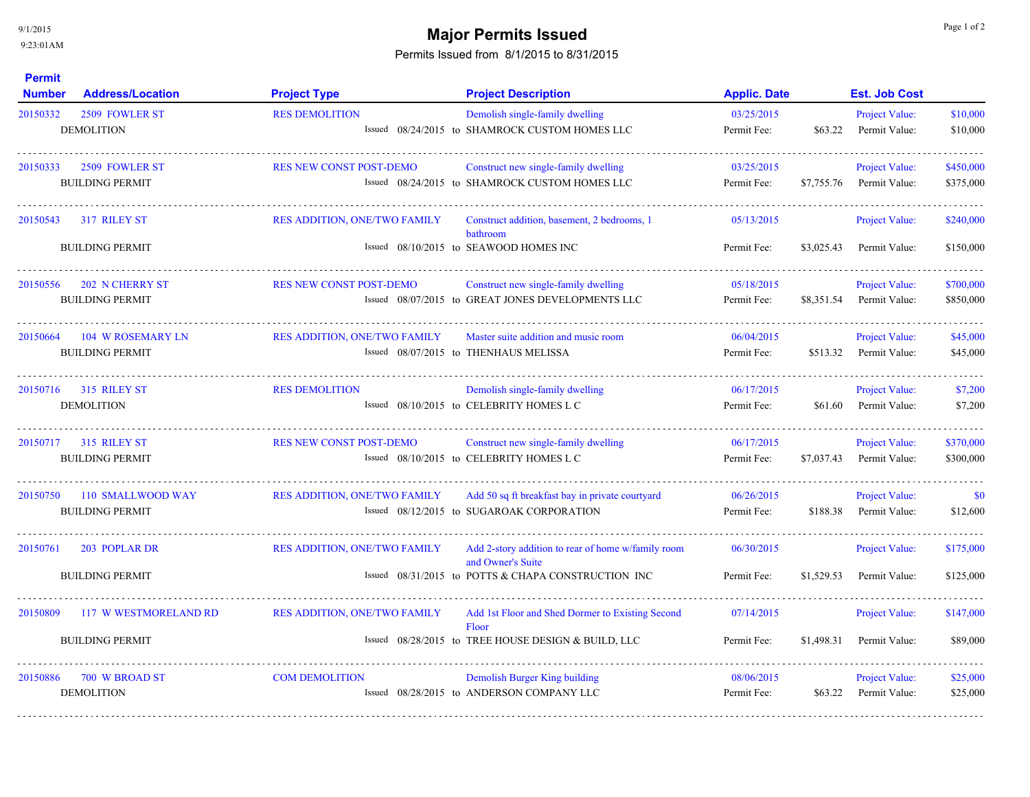# Major Permits Issued

Permits Issued from 8/1/2015 to 8/31/2015

9/1/2015
9:23:01AM

| Permit Number | Address/Location | Project Type | Issued | Project Description | Applic. Date | Permit Fee | Est. Job Cost: Project Value | Est. Job Cost: Permit Value |
|---|---|---|---|---|---|---|---|---|
| 20150332 | 2509 FOWLER ST<br>DEMOLITION | RES DEMOLITION | 08/24/2015 | Demolish single-family dwelling<br>to SHAMROCK CUSTOM HOMES LLC | 03/25/2015 | $63.22 | $10,000 | $10,000 |
| 20150333 | 2509 FOWLER ST<br>BUILDING PERMIT | RES NEW CONST POST-DEMO | 08/24/2015 | Construct new single-family dwelling<br>to SHAMROCK CUSTOM HOMES LLC | 03/25/2015 | $7,755.76 | $450,000 | $375,000 |
| 20150543 | 317 RILEY ST<br>BUILDING PERMIT | RES ADDITION, ONE/TWO FAMILY | 08/10/2015 | Construct addition, basement, 2 bedrooms, 1 bathroom<br>to SEAWOOD HOMES INC | 05/13/2015 | $3,025.43 | $240,000 | $150,000 |
| 20150556 | 202 N CHERRY ST<br>BUILDING PERMIT | RES NEW CONST POST-DEMO | 08/07/2015 | Construct new single-family dwelling<br>to GREAT JONES DEVELOPMENTS LLC | 05/18/2015 | $8,351.54 | $700,000 | $850,000 |
| 20150664 | 104 W ROSEMARY LN<br>BUILDING PERMIT | RES ADDITION, ONE/TWO FAMILY | 08/07/2015 | Master suite addition and music room<br>to THENHAUS MELISSA | 06/04/2015 | $513.32 | $45,000 | $45,000 |
| 20150716 | 315 RILEY ST<br>DEMOLITION | RES DEMOLITION | 08/10/2015 | Demolish single-family dwelling<br>to CELEBRITY HOMES L C | 06/17/2015 | $61.60 | $7,200 | $7,200 |
| 20150717 | 315 RILEY ST<br>BUILDING PERMIT | RES NEW CONST POST-DEMO | 08/10/2015 | Construct new single-family dwelling<br>to CELEBRITY HOMES L C | 06/17/2015 | $7,037.43 | $370,000 | $300,000 |
| 20150750 | 110 SMALLWOOD WAY<br>BUILDING PERMIT | RES ADDITION, ONE/TWO FAMILY | 08/12/2015 | Add 50 sq ft breakfast bay in private courtyard<br>to SUGAROAK CORPORATION | 06/26/2015 | $188.38 | $0 | $12,600 |
| 20150761 | 203 POPLAR DR<br>BUILDING PERMIT | RES ADDITION, ONE/TWO FAMILY | 08/31/2015 | Add 2-story addition to rear of home w/family room and Owner's Suite<br>to POTTS & CHAPA CONSTRUCTION INC | 06/30/2015 | $1,529.53 | $175,000 | $125,000 |
| 20150809 | 117 W WESTMORELAND RD<br>BUILDING PERMIT | RES ADDITION, ONE/TWO FAMILY | 08/28/2015 | Add 1st Floor and Shed Dormer to Existing Second Floor<br>to TREE HOUSE DESIGN & BUILD, LLC | 07/14/2015 | $1,498.31 | $147,000 | $89,000 |
| 20150886 | 700 W BROAD ST<br>DEMOLITION | COM DEMOLITION | 08/28/2015 | Demolish Burger King building<br>to ANDERSON COMPANY LLC | 08/06/2015 | $63.22 | $25,000 | $25,000 |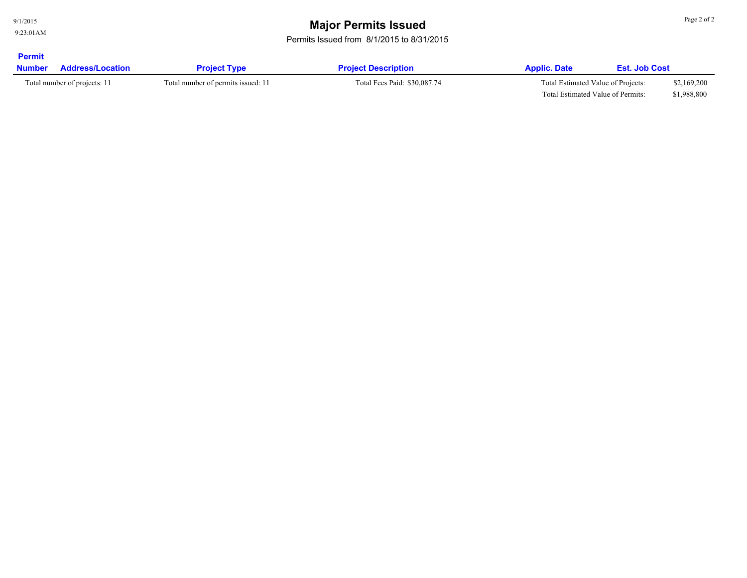# Major Permits Issued

Permits Issued from 8/1/2015 to 8/31/2015

| Permit Number | Address/Location | Project Type | Project Description | Applic. Date | Est. Job Cost |
|---|---|---|---|---|---|
| Total number of projects: 11 | | Total number of permits issued: 11 | Total Fees Paid: $30,087.74 | Total Estimated Value of Projects: | $2,169,200 |
| | | | | Total Estimated Value of Permits: | $1,988,800 |